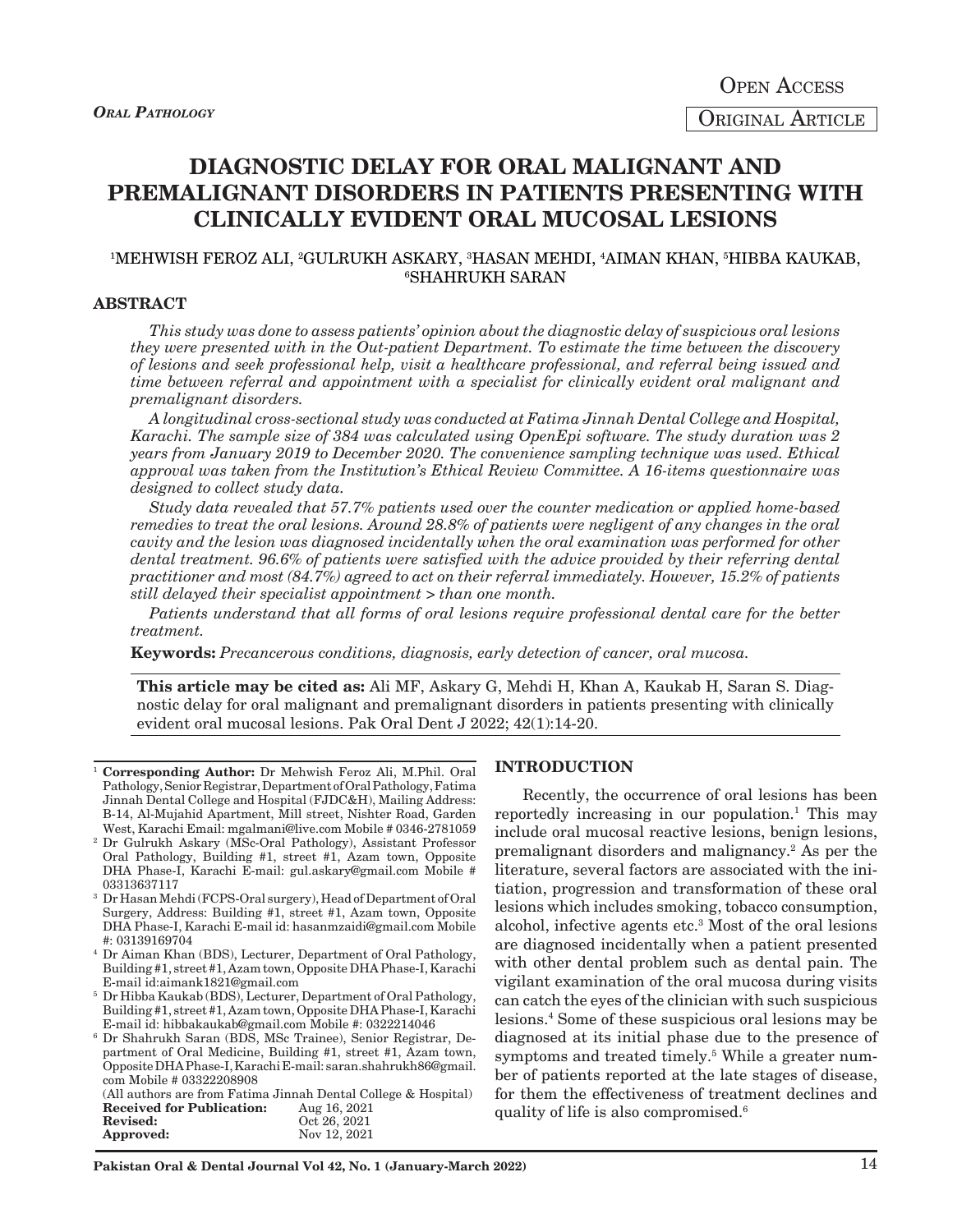*Oral Pathology*

Open Access

Original Article

# DIAGNOSTIC DELAY FOR ORAL MALIGNANT AND PREMALIGNANT DISORDERS IN PATIENTS PRESENTING WITH CLINICALLY EVIDENT ORAL MUCOSAL LESIONS

[1]MEHWISH FEROZ ALI, [2]GULRUKH ASKARY, [3]HASAN MEHDI, [4]AIMAN KHAN, [5]HIBBA KAUKAB, [6]SHAHRUKH SARAN

## ABSTRACT

*This study was done to assess patients' opinion about the diagnostic delay of suspicious oral lesions they were presented with in the Out-patient Department. To estimate the time between the discovery of lesions and seek professional help, visit a healthcare professional, and referral being issued and time between referral and appointment with a specialist for clinically evident oral malignant and premalignant disorders.*

*A longitudinal cross-sectional study was conducted at Fatima Jinnah Dental College and Hospital, Karachi. The sample size of 384 was calculated using OpenEpi software. The study duration was 2 years from January 2019 to December 2020. The convenience sampling technique was used. Ethical approval was taken from the Institution's Ethical Review Committee. A 16-items questionnaire was designed to collect study data.*

*Study data revealed that 57.7% patients used over the counter medication or applied home-based remedies to treat the oral lesions. Around 28.8% of patients were negligent of any changes in the oral cavity and the lesion was diagnosed incidentally when the oral examination was performed for other dental treatment. 96.6% of patients were satisfied with the advice provided by their referring dental practitioner and most (84.7%) agreed to act on their referral immediately. However, 15.2% of patients still delayed their specialist appointment > than one month.*

*Patients understand that all forms of oral lesions require professional dental care for the better treatment.*

**Keywords:** *Precancerous conditions, diagnosis, early detection of cancer, oral mucosa.*

**This article may be cited as:** Ali MF, Askary G, Mehdi H, Khan A, Kaukab H, Saran S. Diagnostic delay for oral malignant and premalignant disorders in patients presenting with clinically evident oral mucosal lesions. Pak Oral Dent J 2022; 42(1):14-20.

[1] **Corresponding Author:** Dr Mehwish Feroz Ali, M.Phil. Oral Pathology, Senior Registrar, Department of Oral Pathology, Fatima Jinnah Dental College and Hospital (FJDC&H), Mailing Address: B-14, Al-Mujahid Apartment, Mill street, Nishter Road, Garden West, Karachi Email: mgalmani@live.com Mobile # 0346-2781059

[2] Dr Gulrukh Askary (MSc-Oral Pathology), Assistant Professor Oral Pathology, Building #1, street #1, Azam town, Opposite DHA Phase-I, Karachi E-mail: gul.askary@gmail.com Mobile # 03313637117

[3] Dr Hasan Mehdi (FCPS-Oral surgery), Head of Department of Oral Surgery, Address: Building #1, street #1, Azam town, Opposite DHA Phase-I, Karachi E-mail id: hasanmzaidi@gmail.com Mobile #: 03139169704

[4] Dr Aiman Khan (BDS), Lecturer, Department of Oral Pathology, Building #1, street #1, Azam town, Opposite DHA Phase-I, Karachi E-mail id:aimank1821@gmail.com

[5] Dr Hibba Kaukab (BDS), Lecturer, Department of Oral Pathology, Building #1, street #1, Azam town, Opposite DHA Phase-I, Karachi E-mail id: hibbakaukab@gmail.com Mobile #: 0322214046

[6] Dr Shahrukh Saran (BDS, MSc Trainee), Senior Registrar, Department of Oral Medicine, Building #1, street #1, Azam town, Opposite DHA Phase-I, Karachi E-mail: saran.shahrukh86@gmail.com Mobile # 03322208908

(All authors are from Fatima Jinnah Dental College & Hospital)

**Received for Publication:** Aug 16, 2021
**Revised:** Oct 26, 2021
**Approved:** Nov 12, 2021

## INTRODUCTION

Recently, the occurrence of oral lesions has been reportedly increasing in our population.[1] This may include oral mucosal reactive lesions, benign lesions, premalignant disorders and malignancy.[2] As per the literature, several factors are associated with the initiation, progression and transformation of these oral lesions which includes smoking, tobacco consumption, alcohol, infective agents etc.[3] Most of the oral lesions are diagnosed incidentally when a patient presented with other dental problem such as dental pain. The vigilant examination of the oral mucosa during visits can catch the eyes of the clinician with such suspicious lesions.[4] Some of these suspicious oral lesions may be diagnosed at its initial phase due to the presence of symptoms and treated timely.[5] While a greater number of patients reported at the late stages of disease, for them the effectiveness of treatment declines and quality of life is also compromised.[6]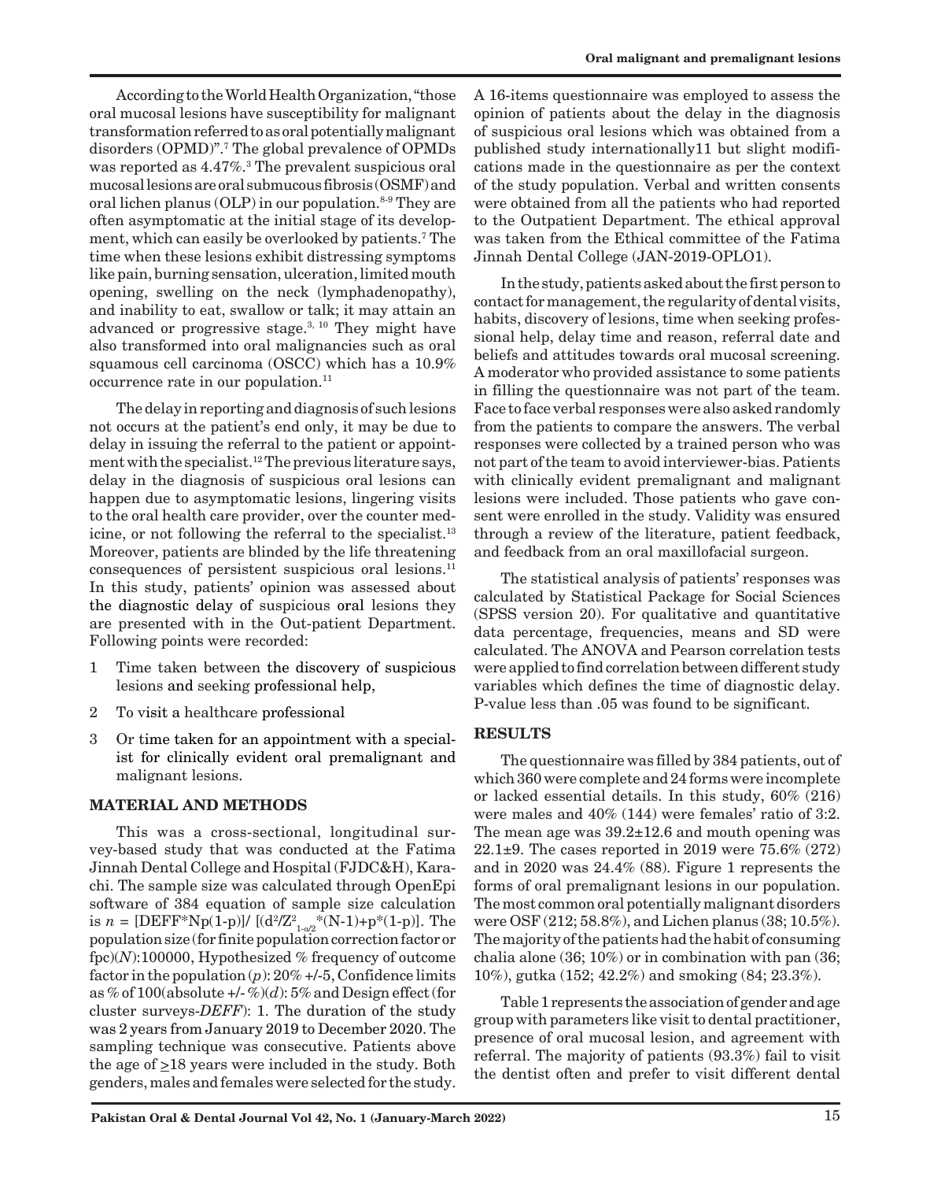According to the World Health Organization, "those oral mucosal lesions have susceptibility for malignant transformation referred to as oral potentially malignant disorders (OPMD)".[7] The global prevalence of OPMDs was reported as 4.47%.[3] The prevalent suspicious oral mucosal lesions are oral submucous fibrosis (OSMF) and oral lichen planus (OLP) in our population.[8-9] They are often asymptomatic at the initial stage of its development, which can easily be overlooked by patients.[7] The time when these lesions exhibit distressing symptoms like pain, burning sensation, ulceration, limited mouth opening, swelling on the neck (lymphadenopathy), and inability to eat, swallow or talk; it may attain an advanced or progressive stage.[3, 10] They might have also transformed into oral malignancies such as oral squamous cell carcinoma (OSCC) which has a 10.9% occurrence rate in our population.[11]

The delay in reporting and diagnosis of such lesions not occurs at the patient's end only, it may be due to delay in issuing the referral to the patient or appointment with the specialist.[12] The previous literature says, delay in the diagnosis of suspicious oral lesions can happen due to asymptomatic lesions, lingering visits to the oral health care provider, over the counter medicine, or not following the referral to the specialist.[13] Moreover, patients are blinded by the life threatening consequences of persistent suspicious oral lesions.[11] In this study, patients' opinion was assessed about the diagnostic delay of suspicious oral lesions they are presented with in the Out-patient Department. Following points were recorded:

1. Time taken between the discovery of suspicious lesions and seeking professional help,
2. To visit a healthcare professional
3. Or time taken for an appointment with a specialist for clinically evident oral premalignant and malignant lesions.

## MATERIAL AND METHODS

This was a cross-sectional, longitudinal survey-based study that was conducted at the Fatima Jinnah Dental College and Hospital (FJDC&H), Karachi. The sample size was calculated through OpenEpi software of 384 equation of sample size calculation is $n = [DEFF*Np(1-p)]/ [(d^2/Z^2_{1-\alpha/2}*(N-1)+p*(1-p)]$. The population size (for finite population correction factor or fpc)($N$):100000, Hypothesized % frequency of outcome factor in the population ($p$): 20% +/-5, Confidence limits as % of 100(absolute +/- %)($d$): 5% and Design effect (for cluster surveys-*DEFF*): 1. The duration of the study was 2 years from January 2019 to December 2020. The sampling technique was consecutive. Patients above the age of ≥18 years were included in the study. Both genders, males and females were selected for the study. A 16-items questionnaire was employed to assess the opinion of patients about the delay in the diagnosis of suspicious oral lesions which was obtained from a published study internationally11 but slight modifications made in the questionnaire as per the context of the study population. Verbal and written consents were obtained from all the patients who had reported to the Outpatient Department. The ethical approval was taken from the Ethical committee of the Fatima Jinnah Dental College (JAN-2019-OPLO1).

In the study, patients asked about the first person to contact for management, the regularity of dental visits, habits, discovery of lesions, time when seeking professional help, delay time and reason, referral date and beliefs and attitudes towards oral mucosal screening. A moderator who provided assistance to some patients in filling the questionnaire was not part of the team. Face to face verbal responses were also asked randomly from the patients to compare the answers. The verbal responses were collected by a trained person who was not part of the team to avoid interviewer-bias. Patients with clinically evident premalignant and malignant lesions were included. Those patients who gave consent were enrolled in the study. Validity was ensured through a review of the literature, patient feedback, and feedback from an oral maxillofacial surgeon.

The statistical analysis of patients' responses was calculated by Statistical Package for Social Sciences (SPSS version 20). For qualitative and quantitative data percentage, frequencies, means and SD were calculated. The ANOVA and Pearson correlation tests were applied to find correlation between different study variables which defines the time of diagnostic delay. P-value less than .05 was found to be significant.

## RESULTS

The questionnaire was filled by 384 patients, out of which 360 were complete and 24 forms were incomplete or lacked essential details. In this study, 60% (216) were males and 40% (144) were females' ratio of 3:2. The mean age was 39.2±12.6 and mouth opening was 22.1±9. The cases reported in 2019 were 75.6% (272) and in 2020 was 24.4% (88). Figure 1 represents the forms of oral premalignant lesions in our population. The most common oral potentially malignant disorders were OSF (212; 58.8%), and Lichen planus (38; 10.5%). The majority of the patients had the habit of consuming chalia alone (36; 10%) or in combination with pan (36; 10%), gutka (152; 42.2%) and smoking (84; 23.3%).

Table 1 represents the association of gender and age group with parameters like visit to dental practitioner, presence of oral mucosal lesion, and agreement with referral. The majority of patients (93.3%) fail to visit the dentist often and prefer to visit different dental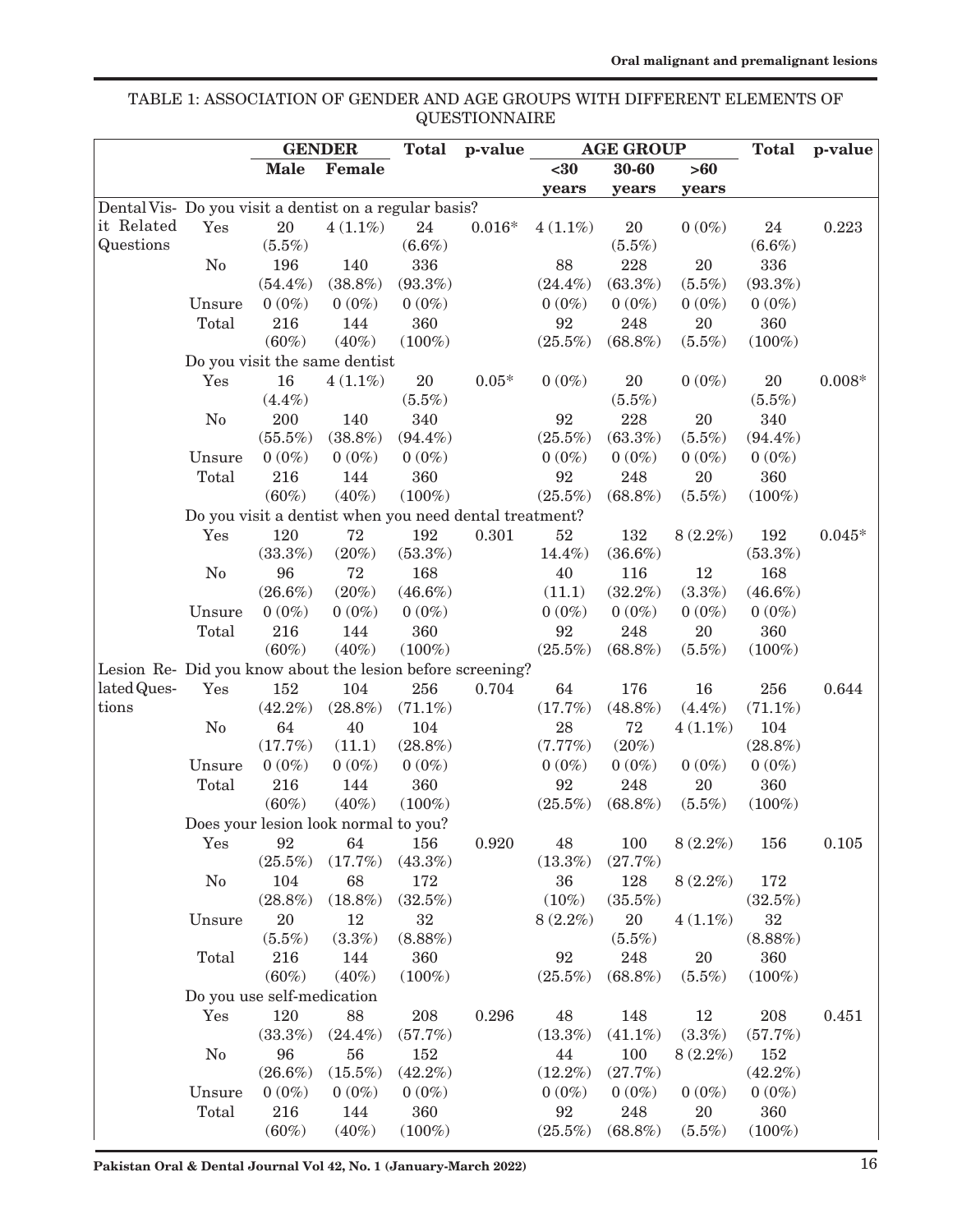TABLE 1: ASSOCIATION OF GENDER AND AGE GROUPS WITH DIFFERENT ELEMENTS OF QUESTIONNAIRE

| | | GENDER | | Total | p-value | AGE GROUP | | | Total | p-value |
|---|---|---|---|---|---|---|---|---|---|---|
| | | Male | Female | | | <30 years | 30-60 years | >60 years | | |
| Dental Visit Related Questions | Do you visit a dentist on a regular basis? | | | | | | | | | |
| | Yes | 20 (5.5%) | 4 (1.1%) | 24 (6.6%) | 0.016* | 4 (1.1%) | 20 (5.5%) | 0 (0%) | 24 (6.6%) | 0.223 |
| | No | 196 (54.4%) | 140 (38.8%) | 336 (93.3%) | | 88 (24.4%) | 228 (63.3%) | 20 (5.5%) | 336 (93.3%) | |
| | Unsure | 0 (0%) | 0 (0%) | 0 (0%) | | 0 (0%) | 0 (0%) | 0 (0%) | 0 (0%) | |
| | Total | 216 (60%) | 144 (40%) | 360 (100%) | | 92 (25.5%) | 248 (68.8%) | 20 (5.5%) | 360 (100%) | |
| | Do you visit the same dentist | | | | | | | | | |
| | Yes | 16 (4.4%) | 4 (1.1%) | 20 (5.5%) | 0.05* | 0 (0%) | 20 (5.5%) | 0 (0%) | 20 (5.5%) | 0.008* |
| | No | 200 (55.5%) | 140 (38.8%) | 340 (94.4%) | | 92 (25.5%) | 228 (63.3%) | 20 (5.5%) | 340 (94.4%) | |
| | Unsure | 0 (0%) | 0 (0%) | 0 (0%) | | 0 (0%) | 0 (0%) | 0 (0%) | 0 (0%) | |
| | Total | 216 (60%) | 144 (40%) | 360 (100%) | | 92 (25.5%) | 248 (68.8%) | 20 (5.5%) | 360 (100%) | |
| | Do you visit a dentist when you need dental treatment? | | | | | | | | | |
| | Yes | 120 (33.3%) | 72 (20%) | 192 (53.3%) | 0.301 | 52 14.4%) | 132 (36.6%) | 8 (2.2%) | 192 (53.3%) | 0.045* |
| | No | 96 (26.6%) | 72 (20%) | 168 (46.6%) | | 40 (11.1) | 116 (32.2%) | 12 (3.3%) | 168 (46.6%) | |
| | Unsure | 0 (0%) | 0 (0%) | 0 (0%) | | 0 (0%) | 0 (0%) | 0 (0%) | 0 (0%) | |
| | Total | 216 (60%) | 144 (40%) | 360 (100%) | | 92 (25.5%) | 248 (68.8%) | 20 (5.5%) | 360 (100%) | |
| Lesion Related Questions | Did you know about the lesion before screening? | | | | | | | | | |
| | Yes | 152 (42.2%) | 104 (28.8%) | 256 (71.1%) | 0.704 | 64 (17.7%) | 176 (48.8%) | 16 (4.4%) | 256 (71.1%) | 0.644 |
| | No | 64 (17.7%) | 40 (11.1) | 104 (28.8%) | | 28 (7.77%) | 72 (20%) | 4 (1.1%) | 104 (28.8%) | |
| | Unsure | 0 (0%) | 0 (0%) | 0 (0%) | | 0 (0%) | 0 (0%) | 0 (0%) | 0 (0%) | |
| | Total | 216 (60%) | 144 (40%) | 360 (100%) | | 92 (25.5%) | 248 (68.8%) | 20 (5.5%) | 360 (100%) | |
| | Does your lesion look normal to you? | | | | | | | | | |
| | Yes | 92 (25.5%) | 64 (17.7%) | 156 (43.3%) | 0.920 | 48 (13.3%) | 100 (27.7%) | 8 (2.2%) | 156 | 0.105 |
| | No | 104 (28.8%) | 68 (18.8%) | 172 (32.5%) | | 36 (10%) | 128 (35.5%) | 8 (2.2%) | 172 (32.5%) | |
| | Unsure | 20 (5.5%) | 12 (3.3%) | 32 (8.88%) | | 8 (2.2%) | 20 (5.5%) | 4 (1.1%) | 32 (8.88%) | |
| | Total | 216 (60%) | 144 (40%) | 360 (100%) | | 92 (25.5%) | 248 (68.8%) | 20 (5.5%) | 360 (100%) | |
| | Do you use self-medication | | | | | | | | | |
| | Yes | 120 (33.3%) | 88 (24.4%) | 208 (57.7%) | 0.296 | 48 (13.3%) | 148 (41.1%) | 12 (3.3%) | 208 (57.7%) | 0.451 |
| | No | 96 (26.6%) | 56 (15.5%) | 152 (42.2%) | | 44 (12.2%) | 100 (27.7%) | 8 (2.2%) | 152 (42.2%) | |
| | Unsure | 0 (0%) | 0 (0%) | 0 (0%) | | 0 (0%) | 0 (0%) | 0 (0%) | 0 (0%) | |
| | Total | 216 (60%) | 144 (40%) | 360 (100%) | | 92 (25.5%) | 248 (68.8%) | 20 (5.5%) | 360 (100%) | |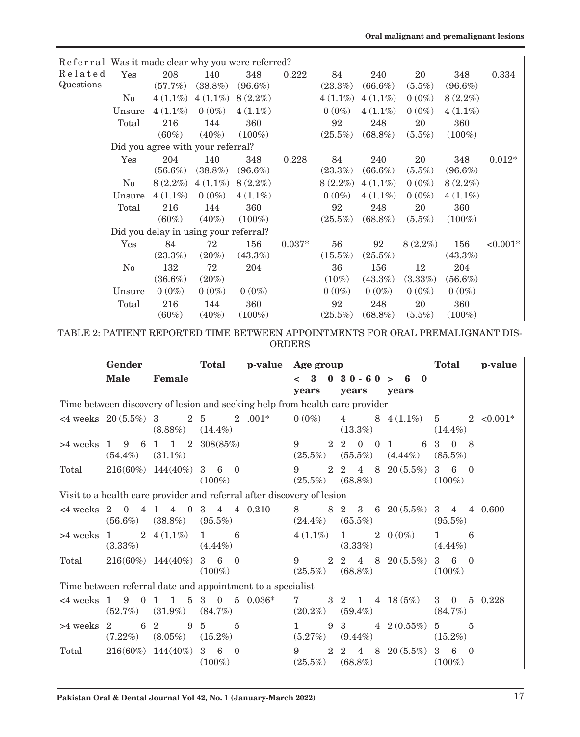| | | | | | | | | | | |
|---|---|---|---|---|---|---|---|---|---|---|
| Referral Related Questions | Was it made clear why you were referred? | | | | | | | | | |
| | Yes | 208 (57.7%) | 140 (38.8%) | 348 (96.6%) | 0.222 | 84 (23.3%) | 240 (66.6%) | 20 (5.5%) | 348 (96.6%) | 0.334 |
| | No | 4 (1.1%) | 4 (1.1%) | 8 (2.2%) | | 4 (1.1%) | 4 (1.1%) | 0 (0%) | 8 (2.2%) | |
| | Unsure | 4 (1.1%) | 0 (0%) | 4 (1.1%) | | 0 (0%) | 4 (1.1%) | 0 (0%) | 4 (1.1%) | |
| | Total | 216 (60%) | 144 (40%) | 360 (100%) | | 92 (25.5%) | 248 (68.8%) | 20 (5.5%) | 360 (100%) | |
| | Did you agree with your referral? | | | | | | | | | |
| | Yes | 204 (56.6%) | 140 (38.8%) | 348 (96.6%) | 0.228 | 84 (23.3%) | 240 (66.6%) | 20 (5.5%) | 348 (96.6%) | 0.012* |
| | No | 8 (2.2%) | 4 (1.1%) | 8 (2.2%) | | 8 (2.2%) | 4 (1.1%) | 0 (0%) | 8 (2.2%) | |
| | Unsure | 4 (1.1%) | 0 (0%) | 4 (1.1%) | | 0 (0%) | 4 (1.1%) | 0 (0%) | 4 (1.1%) | |
| | Total | 216 (60%) | 144 (40%) | 360 (100%) | | 92 (25.5%) | 248 (68.8%) | 20 (5.5%) | 360 (100%) | |
| | Did you delay in using your referral? | | | | | | | | | |
| | Yes | 84 (23.3%) | 72 (20%) | 156 (43.3%) | 0.037* | 56 (15.5%) | 92 (25.5%) | 8 (2.2%) | 156 (43.3%) | <0.001* |
| | No | 132 (36.6%) | 72 (20%) | 204 | | 36 (10%) | 156 (43.3%) | 12 (3.33%) | 204 (56.6%) | |
| | Unsure | 0 (0%) | 0 (0%) | 0 (0%) | | 0 (0%) | 0 (0%) | 0 (0%) | 0 (0%) | |
| | Total | 216 (60%) | 144 (40%) | 360 (100%) | | 92 (25.5%) | 248 (68.8%) | 20 (5.5%) | 360 (100%) | |

TABLE 2: PATIENT REPORTED TIME BETWEEN APPOINTMENTS FOR ORAL PREMALIGNANT DISORDERS

| | Gender | | Total | p-value | Age group | | | Total | p-value |
|---|---|---|---|---|---|---|---|---|---|
| | **Male** | **Female** | | | **< 30 years** | **30-60 years** | **> 60 years** | | |
| Time between discovery of lesion and seeking help from health care provider | | | | | | | | | |
| <4 weeks | 20 (5.5%) | 32 (8.88%) | 52 (14.4%) | .001* | 0 (0%) | 48 (13.3%) | 4 (1.1%) | 52 (14.4%) | <0.001* |
| >4 weeks | 196 (54.4%) | 112 (31.1%) | 308(85%) | | 92 (25.5%) | 200 (55.5%) | 16 (4.44%) | 308 (85.5%) | |
| Total | 216(60%) | 144(40%) | 360 (100%) | | 92 (25.5%) | 248 (68.8%) | 20 (5.5%) | 360 (100%) | |
| Visit to a health care provider and referral after discovery of lesion | | | | | | | | | |
| <4 weeks | 204 (56.6%) | 140 (38.8%) | 344 (95.5%) | 0.210 | 88 (24.4%) | 236 (65.5%) | 20 (5.5%) | 344 (95.5%) | 0.600 |
| >4 weeks | 12 (3.33%) | 4 (1.1%) | 16 (4.44%) | | 4 (1.1%) | 12 (3.33%) | 0 (0%) | 16 (4.44%) | |
| Total | 216(60%) | 144(40%) | 360 (100%) | | 92 (25.5%) | 248 (68.8%) | 20 (5.5%) | 360 (100%) | |
| Time between referral date and appointment to a specialist | | | | | | | | | |
| <4 weeks | 190 (52.7%) | 115 (31.9%) | 305 (84.7%) | 0.036* | 73 (20.2%) | 214 (59.4%) | 18 (5%) | 305 (84.7%) | 0.228 |
| >4 weeks | 26 (7.22%) | 29 (8.05%) | 55 (15.2%) | | 19 (5.27%) | 34 (9.44%) | 2 (0.55%) | 55 (15.2%) | |
| Total | 216(60%) | 144(40%) | 360 (100%) | | 92 (25.5%) | 248 (68.8%) | 20 (5.5%) | 360 (100%) | |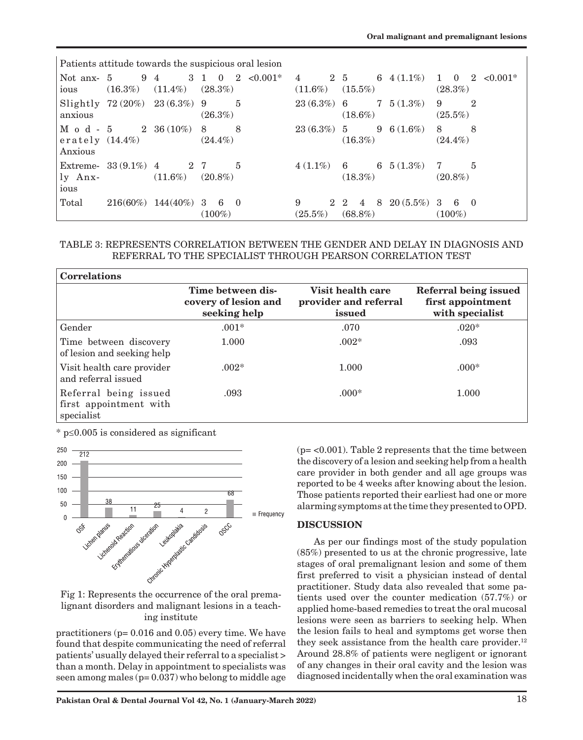| Patients attitude towards the suspicious oral lesion | | | | | | | | | |
|---|---|---|---|---|---|---|---|---|---|
| Not anxious | 59 (16.3%) | 43 (11.4%) | 102 (28.3%) | <0.001* | 42 (11.6%) | 56 (15.5%) | 4 (1.1%) | 102 (28.3%) | <0.001* |
| Slightly anxious | 72 (20%) | 23 (6.3%) | 95 (26.3%) | | 23 (6.3%) | 67 (18.6%) | 5 (1.3%) | 92 (25.5%) | |
| Moderately Anxious | 52 (14.4%) | 36 (10%) | 88 (24.4%) | | 23 (6.3%) | 59 (16.3%) | 6 (1.6%) | 88 (24.4%) | |
| Extremely Anxious | 33 (9.1%) | 42 (11.6%) | 75 (20.8%) | | 4 (1.1%) | 66 (18.3%) | 5 (1.3%) | 75 (20.8%) | |
| Total | 216(60%) | 144(40%) | 360 (100%) | | 92 (25.5%) | 248 (68.8%) | 20 (5.5%) | 360 (100%) | |

TABLE 3: REPRESENTS CORRELATION BETWEEN THE GENDER AND DELAY IN DIAGNOSIS AND REFERRAL TO THE SPECIALIST THROUGH PEARSON CORRELATION TEST

| **Correlations** | | | |
|---|---|---|---|
| | **Time between discovery of lesion and seeking help** | **Visit health care provider and referral issued** | **Referral being issued first appointment with specialist** |
| Gender | .001* | .070 | .020* |
| Time between discovery of lesion and seeking help | 1.000 | .002* | .093 |
| Visit health care provider and referral issued | .002* | 1.000 | .000* |
| Referral being issued first appointment with specialist | .093 | .000* | 1.000 |

* p≤0.005 is considered as significant

Fig 1: Represents the occurrence of the oral premalignant disorders and malignant lesions in a teaching institute

practitioners (p= 0.016 and 0.05) every time. We have found that despite communicating the need of referral patients' usually delayed their referral to a specialist > than a month. Delay in appointment to specialists was seen among males (p= 0.037) who belong to middle age (p= <0.001). Table 2 represents that the time between the discovery of a lesion and seeking help from a health care provider in both gender and all age groups was reported to be 4 weeks after knowing about the lesion. Those patients reported their earliest had one or more alarming symptoms at the time they presented to OPD.

## DISCUSSION

As per our findings most of the study population (85%) presented to us at the chronic progressive, late stages of oral premalignant lesion and some of them first preferred to visit a physician instead of dental practitioner. Study data also revealed that some patients used over the counter medication (57.7%) or applied home-based remedies to treat the oral mucosal lesions were seen as barriers to seeking help. When the lesion fails to heal and symptoms get worse then they seek assistance from the health care provider.[12] Around 28.8% of patients were negligent or ignorant of any changes in their oral cavity and the lesion was diagnosed incidentally when the oral examination was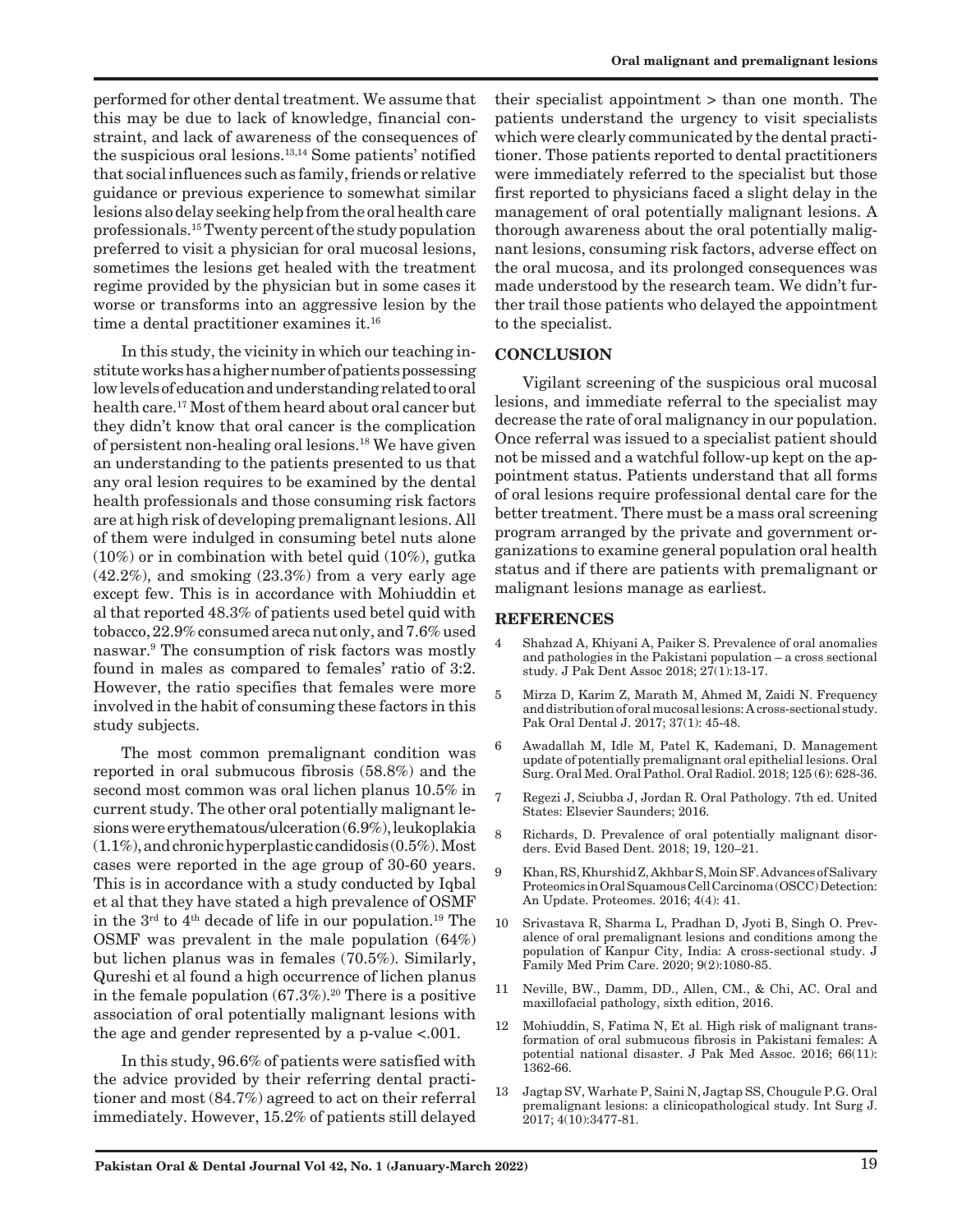performed for other dental treatment. We assume that this may be due to lack of knowledge, financial constraint, and lack of awareness of the consequences of the suspicious oral lesions.[13,14] Some patients' notified that social influences such as family, friends or relative guidance or previous experience to somewhat similar lesions also delay seeking help from the oral health care professionals.[15] Twenty percent of the study population preferred to visit a physician for oral mucosal lesions, sometimes the lesions get healed with the treatment regime provided by the physician but in some cases it worse or transforms into an aggressive lesion by the time a dental practitioner examines it.[16]

In this study, the vicinity in which our teaching institute works has a higher number of patients possessing low levels of education and understanding related to oral health care.[17] Most of them heard about oral cancer but they didn't know that oral cancer is the complication of persistent non-healing oral lesions.[18] We have given an understanding to the patients presented to us that any oral lesion requires to be examined by the dental health professionals and those consuming risk factors are at high risk of developing premalignant lesions. All of them were indulged in consuming betel nuts alone (10%) or in combination with betel quid (10%), gutka (42.2%), and smoking (23.3%) from a very early age except few. This is in accordance with Mohiuddin et al that reported 48.3% of patients used betel quid with tobacco, 22.9% consumed areca nut only, and 7.6% used naswar.[9] The consumption of risk factors was mostly found in males as compared to females' ratio of 3:2. However, the ratio specifies that females were more involved in the habit of consuming these factors in this study subjects.

The most common premalignant condition was reported in oral submucous fibrosis (58.8%) and the second most common was oral lichen planus 10.5% in current study. The other oral potentially malignant lesions were erythematous/ulceration (6.9%), leukoplakia (1.1%), and chronic hyperplastic candidosis (0.5%). Most cases were reported in the age group of 30-60 years. This is in accordance with a study conducted by Iqbal et al that they have stated a high prevalence of OSMF in the 3rd to 4th decade of life in our population.[19] The OSMF was prevalent in the male population (64%) but lichen planus was in females (70.5%). Similarly, Qureshi et al found a high occurrence of lichen planus in the female population (67.3%).[20] There is a positive association of oral potentially malignant lesions with the age and gender represented by a p-value <.001.

In this study, 96.6% of patients were satisfied with the advice provided by their referring dental practitioner and most (84.7%) agreed to act on their referral immediately. However, 15.2% of patients still delayed their specialist appointment > than one month. The patients understand the urgency to visit specialists which were clearly communicated by the dental practitioner. Those patients reported to dental practitioners were immediately referred to the specialist but those first reported to physicians faced a slight delay in the management of oral potentially malignant lesions. A thorough awareness about the oral potentially malignant lesions, consuming risk factors, adverse effect on the oral mucosa, and its prolonged consequences was made understood by the research team. We didn't further trail those patients who delayed the appointment to the specialist.

## CONCLUSION

Vigilant screening of the suspicious oral mucosal lesions, and immediate referral to the specialist may decrease the rate of oral malignancy in our population. Once referral was issued to a specialist patient should not be missed and a watchful follow-up kept on the appointment status. Patients understand that all forms of oral lesions require professional dental care for the better treatment. There must be a mass oral screening program arranged by the private and government organizations to examine general population oral health status and if there are patients with premalignant or malignant lesions manage as earliest.

## REFERENCES

4. Shahzad A, Khiyani A, Paiker S. Prevalence of oral anomalies and pathologies in the Pakistani population – a cross sectional study. J Pak Dent Assoc 2018; 27(1):13-17.
5. Mirza D, Karim Z, Marath M, Ahmed M, Zaidi N. Frequency and distribution of oral mucosal lesions: A cross-sectional study. Pak Oral Dental J. 2017; 37(1): 45-48.
6. Awadallah M, Idle M, Patel K, Kademani, D. Management update of potentially premalignant oral epithelial lesions. Oral Surg. Oral Med. Oral Pathol. Oral Radiol. 2018; 125 (6): 628-36.
7. Regezi J, Sciubba J, Jordan R. Oral Pathology. 7th ed. United States: Elsevier Saunders; 2016.
8. Richards, D. Prevalence of oral potentially malignant disorders. Evid Based Dent. 2018; 19, 120–21.
9. Khan, RS, Khurshid Z, Akhbar S, Moin SF. Advances of Salivary Proteomics in Oral Squamous Cell Carcinoma (OSCC) Detection: An Update. Proteomes. 2016; 4(4): 41.
10. Srivastava R, Sharma L, Pradhan D, Jyoti B, Singh O. Prevalence of oral premalignant lesions and conditions among the population of Kanpur City, India: A cross-sectional study. J Family Med Prim Care. 2020; 9(2):1080-85.
11. Neville, BW., Damm, DD., Allen, CM., & Chi, AC. Oral and maxillofacial pathology, sixth edition, 2016.
12. Mohiuddin, S, Fatima N, Et al. High risk of malignant transformation of oral submucous fibrosis in Pakistani females: A potential national disaster. J Pak Med Assoc. 2016; 66(11): 1362-66.
13. Jagtap SV, Warhate P, Saini N, Jagtap SS, Chougule P.G. Oral premalignant lesions: a clinicopathological study. Int Surg J. 2017; 4(10):3477-81.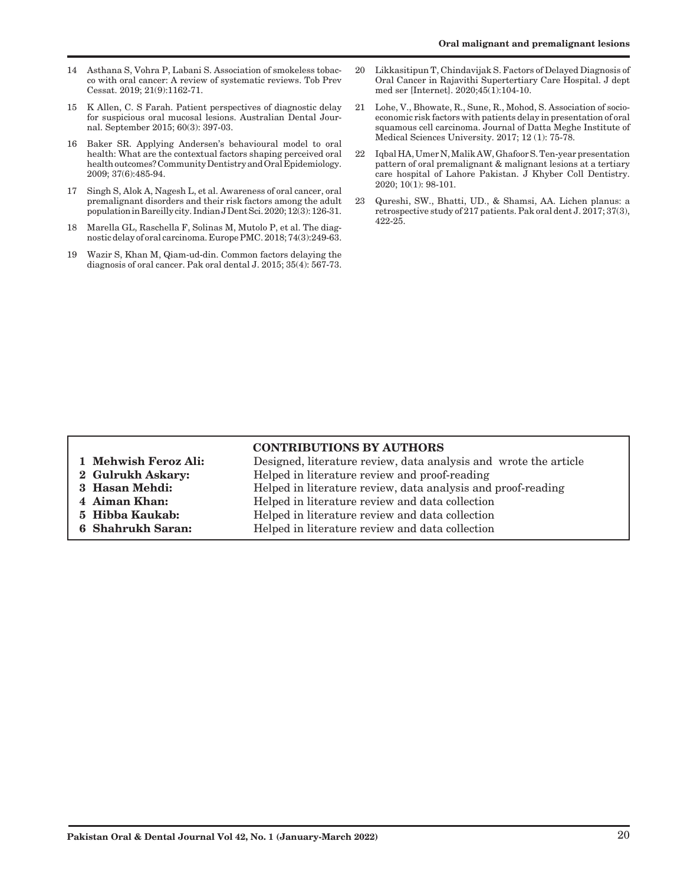14 Asthana S, Vohra P, Labani S. Association of smokeless tobacco with oral cancer: A review of systematic reviews. Tob Prev Cessat. 2019; 21(9):1162-71.

15 K Allen, C. S Farah. Patient perspectives of diagnostic delay for suspicious oral mucosal lesions. Australian Dental Journal. September 2015; 60(3): 397-03.

16 Baker SR. Applying Andersen's behavioural model to oral health: What are the contextual factors shaping perceived oral health outcomes? Community Dentistry and Oral Epidemiology. 2009; 37(6):485-94.

17 Singh S, Alok A, Nagesh L, et al. Awareness of oral cancer, oral premalignant disorders and their risk factors among the adult population in Bareilly city. Indian J Dent Sci. 2020; 12(3): 126-31.

18 Marella GL, Raschella F, Solinas M, Mutolo P, et al. The diagnostic delay of oral carcinoma. Europe PMC. 2018; 74(3):249-63.

19 Wazir S, Khan M, Qiam-ud-din. Common factors delaying the diagnosis of oral cancer. Pak oral dental J. 2015; 35(4): 567-73.

20 Likkasitipun T, Chindavijak S. Factors of Delayed Diagnosis of Oral Cancer in Rajavithi Supertertiary Care Hospital. J dept med ser [Internet]. 2020;45(1):104-10.

21 Lohe, V., Bhowate, R., Sune, R., Mohod, S. Association of socioeconomic risk factors with patients delay in presentation of oral squamous cell carcinoma. Journal of Datta Meghe Institute of Medical Sciences University. 2017; 12 (1): 75-78.

22 Iqbal HA, Umer N, Malik AW, Ghafoor S. Ten-year presentation pattern of oral premalignant & malignant lesions at a tertiary care hospital of Lahore Pakistan. J Khyber Coll Dentistry. 2020; 10(1): 98-101.

23 Qureshi, SW., Bhatti, UD., & Shamsi, AA. Lichen planus: a retrospective study of 217 patients. Pak oral dent J. 2017; 37(3), 422-25.

## CONTRIBUTIONS BY AUTHORS

| | |
|---|---|
| **1 Mehwish Feroz Ali:** | Designed, literature review, data analysis and wrote the article |
| **2 Gulrukh Askary:** | Helped in literature review and proof-reading |
| **3 Hasan Mehdi:** | Helped in literature review, data analysis and proof-reading |
| **4 Aiman Khan:** | Helped in literature review and data collection |
| **5 Hibba Kaukab:** | Helped in literature review and data collection |
| **6 Shahrukh Saran:** | Helped in literature review and data collection |